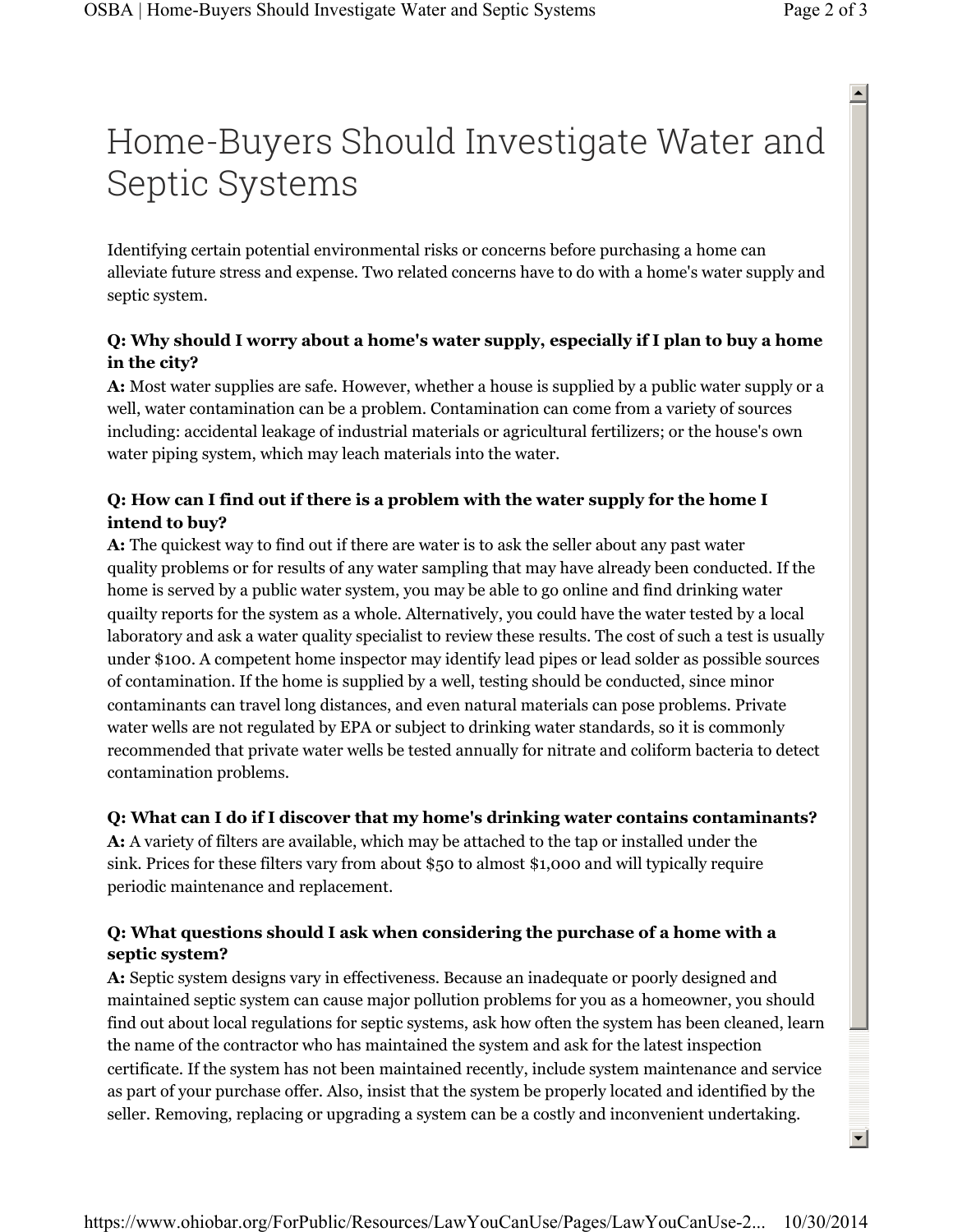# Home-Buyers Should Investigate Water and Septic Systems

Identifying certain potential environmental risks or concerns before purchasing a home can alleviate future stress and expense. Two related concerns have to do with a home's water supply and septic system.

**Q: Why should I worry about a home's water supply, especially if I plan to buy a home in the city?**

**A:** Most water supplies are safe. However, whether a house is supplied by a public water supply or a well, water contamination can be a problem. Contamination can come from a variety of sources including: accidental leakage of industrial materials or agricultural fertilizers; or the house's own water piping system, which may leach materials into the water.

**Q: How can I find out if there is a problem with the water supply for the home I intend to buy?**

**A:** The quickest way to find out if there are water is to ask the seller about any past water quality problems or for results of any water sampling that may have already been conducted. If the home is served by a public water system, you may be able to go online and find drinking water quailty reports for the system as a whole. Alternatively, you could have the water tested by a local laboratory and ask a water quality specialist to review these results. The cost of such a test is usually under $100. A competent home inspector may identify lead pipes or lead solder as possible sources of contamination. If the home is supplied by a well, testing should be conducted, since minor contaminants can travel long distances, and even natural materials can pose problems. Private water wells are not regulated by EPA or subject to drinking water standards, so it is commonly recommended that private water wells be tested annually for nitrate and coliform bacteria to detect contamination problems.

**Q: What can I do if I discover that my home's drinking water contains contaminants?**

**A:** A variety of filters are available, which may be attached to the tap or installed under the sink. Prices for these filters vary from about $50 to almost $1,000 and will typically require periodic maintenance and replacement.

**Q: What questions should I ask when considering the purchase of a home with a septic system?**

**A:** Septic system designs vary in effectiveness. Because an inadequate or poorly designed and maintained septic system can cause major pollution problems for you as a homeowner, you should find out about local regulations for septic systems, ask how often the system has been cleaned, learn the name of the contractor who has maintained the system and ask for the latest inspection certificate. If the system has not been maintained recently, include system maintenance and service as part of your purchase offer. Also, insist that the system be properly located and identified by the seller. Removing, replacing or upgrading a system can be a costly and inconvenient undertaking.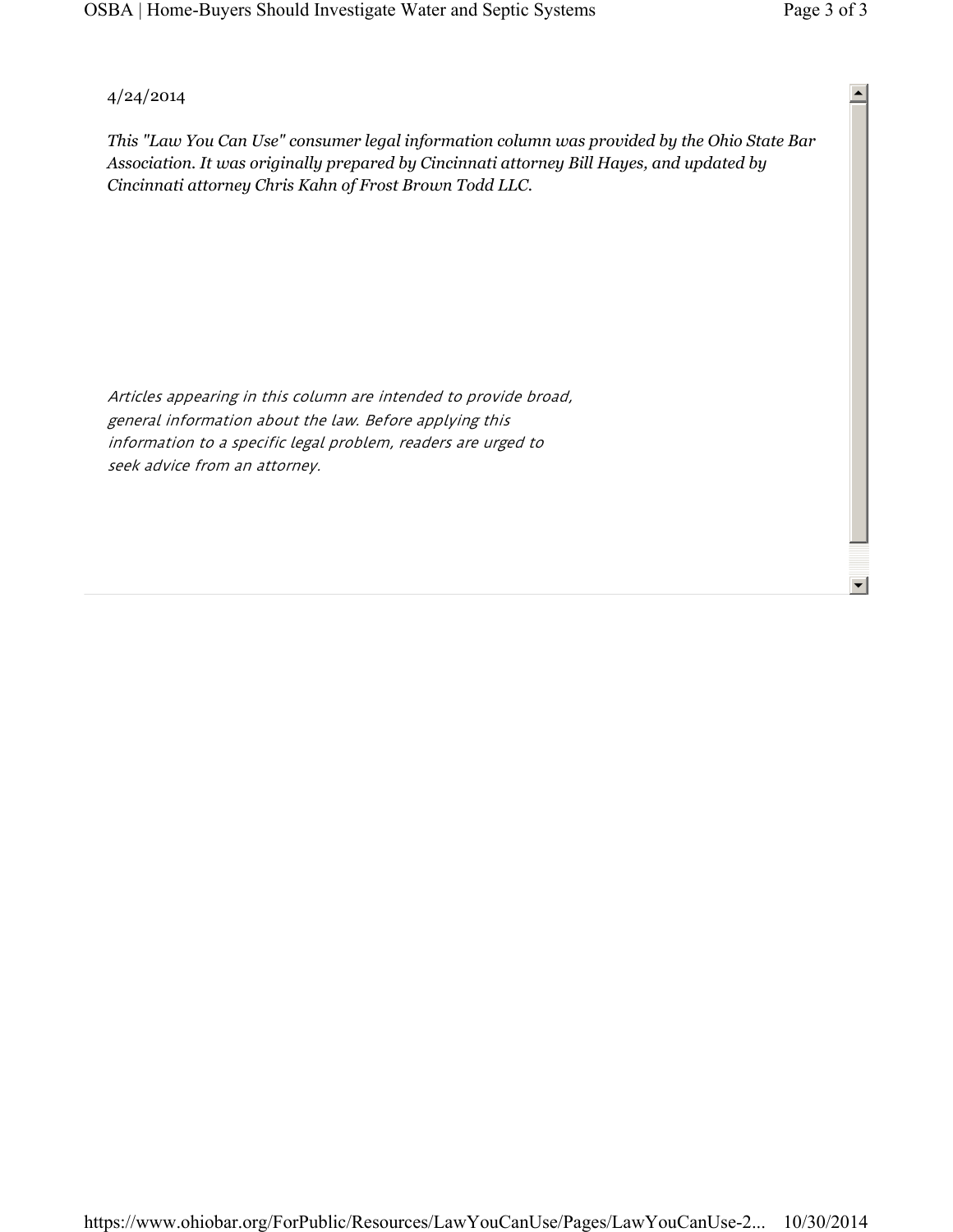4/24/2014

*This "Law You Can Use" consumer legal information column was provided by the Ohio State Bar Association. It was originally prepared by Cincinnati attorney Bill Hayes, and updated by Cincinnati attorney Chris Kahn of Frost Brown Todd LLC.*

*Articles appearing in this column are intended to provide broad, general information about the law. Before applying this information to a specific legal problem, readers are urged to seek advice from an attorney.*